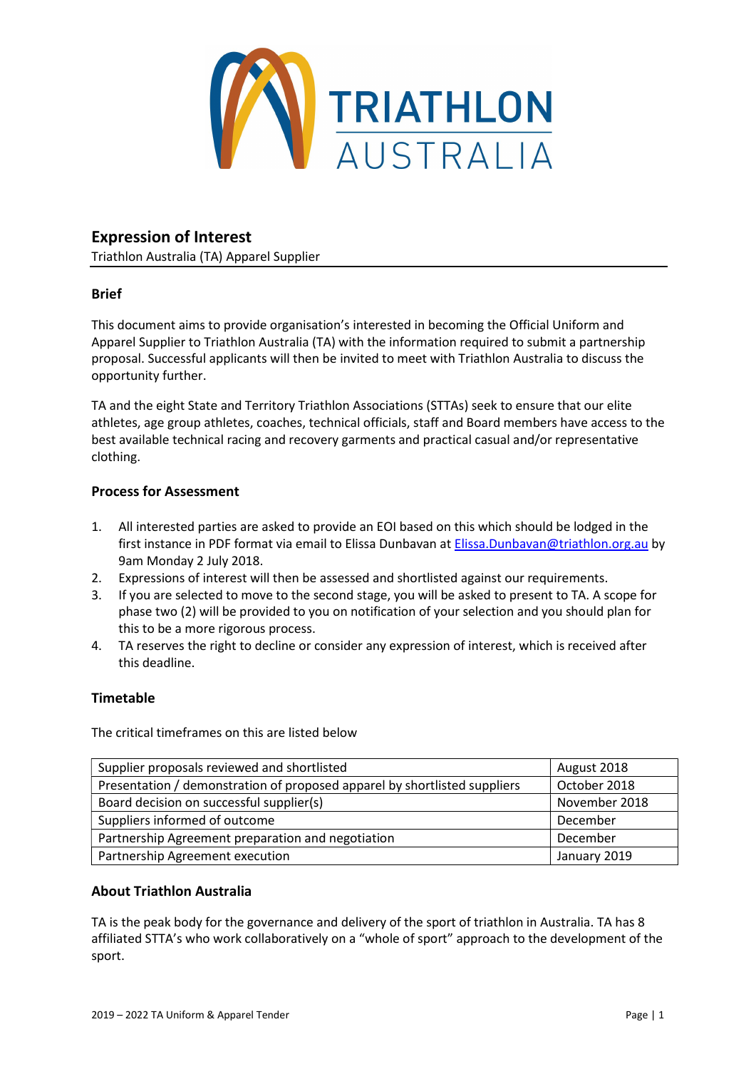# Expression of Interest

Triathlon Australia (TA) Apparel Supplier

## Brief

This document aims to provide organisation's interested in becoming the Official Uniform and Apparel Supplier to Triathlon Australia (TA) with the information required to submit a partnership proposal. Successful applicants will then be invited to meet with Triathlon Australia to discuss the opportunity further.

TA and the eight State and Territory Triathlon Associations (STTAs) seek to ensure that our elite athletes, age group athletes, coaches, technical officials, staff and Board members have access to the best available technical racing and recovery garments and practical casual and/or representative clothing.

## Process for Assessment

1. All interested parties are asked to provide an EOI based on this which should be lodged in the first instance in PDF format via email to Elissa Dunbavan at Elissa.Dunbavan@triathlon.org.au by 9am Monday 2 July 2018.
2. Expressions of interest will then be assessed and shortlisted against our requirements.
3. If you are selected to move to the second stage, you will be asked to present to TA. A scope for phase two (2) will be provided to you on notification of your selection and you should plan for this to be a more rigorous process.
4. TA reserves the right to decline or consider any expression of interest, which is received after this deadline.

## Timetable

The critical timeframes on this are listed below

| | |
|---|---|
| Supplier proposals reviewed and shortlisted | August 2018 |
| Presentation / demonstration of proposed apparel by shortlisted suppliers | October 2018 |
| Board decision on successful supplier(s) | November 2018 |
| Suppliers informed of outcome | December |
| Partnership Agreement preparation and negotiation | December |
| Partnership Agreement execution | January 2019 |

## About Triathlon Australia

TA is the peak body for the governance and delivery of the sport of triathlon in Australia. TA has 8 affiliated STTA's who work collaboratively on a "whole of sport" approach to the development of the sport.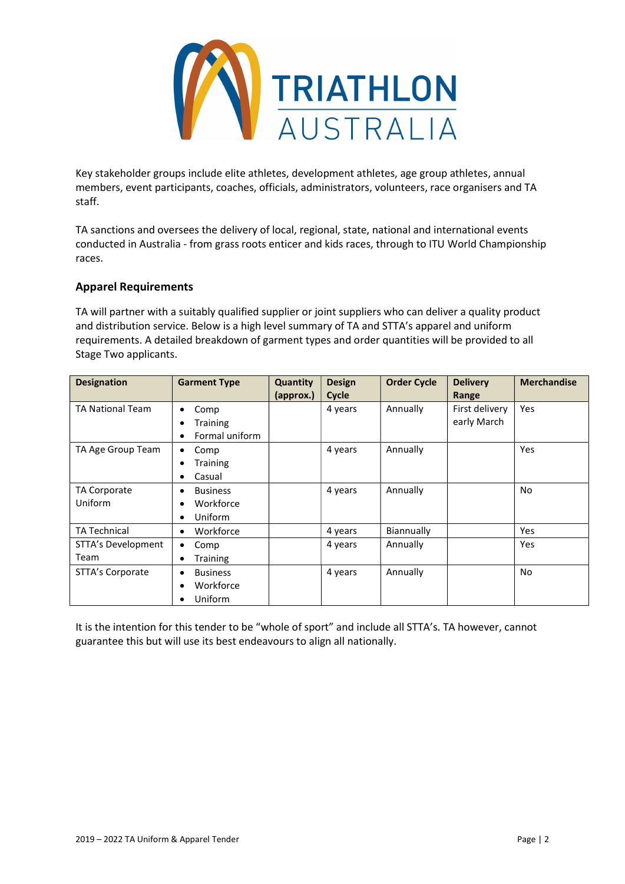Key stakeholder groups include elite athletes, development athletes, age group athletes, annual members, event participants, coaches, officials, administrators, volunteers, race organisers and TA staff.

TA sanctions and oversees the delivery of local, regional, state, national and international events conducted in Australia - from grass roots enticer and kids races, through to ITU World Championship races.

### Apparel Requirements

TA will partner with a suitably qualified supplier or joint suppliers who can deliver a quality product and distribution service. Below is a high level summary of TA and STTA's apparel and uniform requirements. A detailed breakdown of garment types and order quantities will be provided to all Stage Two applicants.

| Designation | Garment Type | Quantity (approx.) | Design Cycle | Order Cycle | Delivery Range | Merchandise |
|---|---|---|---|---|---|---|
| TA National Team | • Comp<br>• Training<br>• Formal uniform | | 4 years | Annually | First delivery early March | Yes |
| TA Age Group Team | • Comp<br>• Training<br>• Casual | | 4 years | Annually | | Yes |
| TA Corporate Uniform | • Business<br>• Workforce<br>• Uniform | | 4 years | Annually | | No |
| TA Technical | • Workforce | | 4 years | Biannually | | Yes |
| STTA's Development Team | • Comp<br>• Training | | 4 years | Annually | | Yes |
| STTA's Corporate | • Business<br>• Workforce<br>• Uniform | | 4 years | Annually | | No |

It is the intention for this tender to be "whole of sport" and include all STTA's. TA however, cannot guarantee this but will use its best endeavours to align all nationally.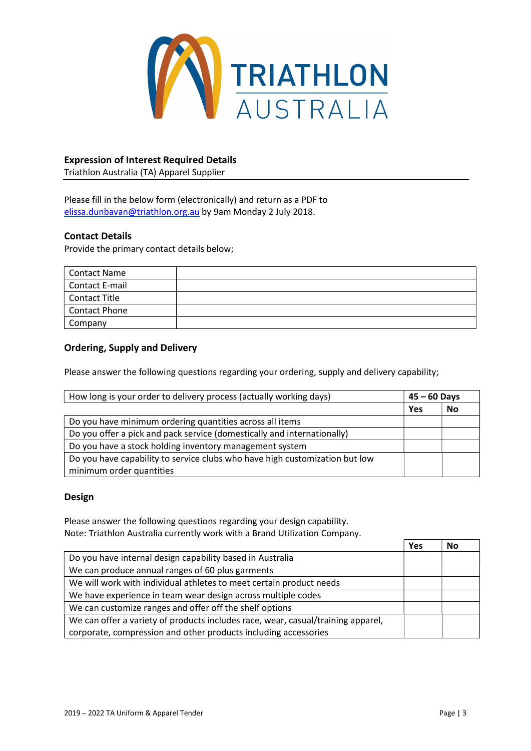TRIATHLON AUSTRALIA

**Expression of Interest Required Details**
Triathlon Australia (TA) Apparel Supplier

Please fill in the below form (electronically) and return as a PDF to elissa.dunbavan@triathlon.org.au by 9am Monday 2 July 2018.

## Contact Details

Provide the primary contact details below;

| Contact Name | |
|---|---|
| Contact E-mail | |
| Contact Title | |
| Contact Phone | |
| Company | |

## Ordering, Supply and Delivery

Please answer the following questions regarding your ordering, supply and delivery capability;

| How long is your order to delivery process (actually working days) | **45 – 60 Days** | |
|---|---|---|
| | **Yes** | **No** |
| Do you have minimum ordering quantities across all items | | |
| Do you offer a pick and pack service (domestically and internationally) | | |
| Do you have a stock holding inventory management system | | |
| Do you have capability to service clubs who have high customization but low minimum order quantities | | |

## Design

Please answer the following questions regarding your design capability.
Note: Triathlon Australia currently work with a Brand Utilization Company.

| | **Yes** | **No** |
|---|---|---|
| Do you have internal design capability based in Australia | | |
| We can produce annual ranges of 60 plus garments | | |
| We will work with individual athletes to meet certain product needs | | |
| We have experience in team wear design across multiple codes | | |
| We can customize ranges and offer off the shelf options | | |
| We can offer a variety of products includes race, wear, casual/training apparel, corporate, compression and other products including accessories | | |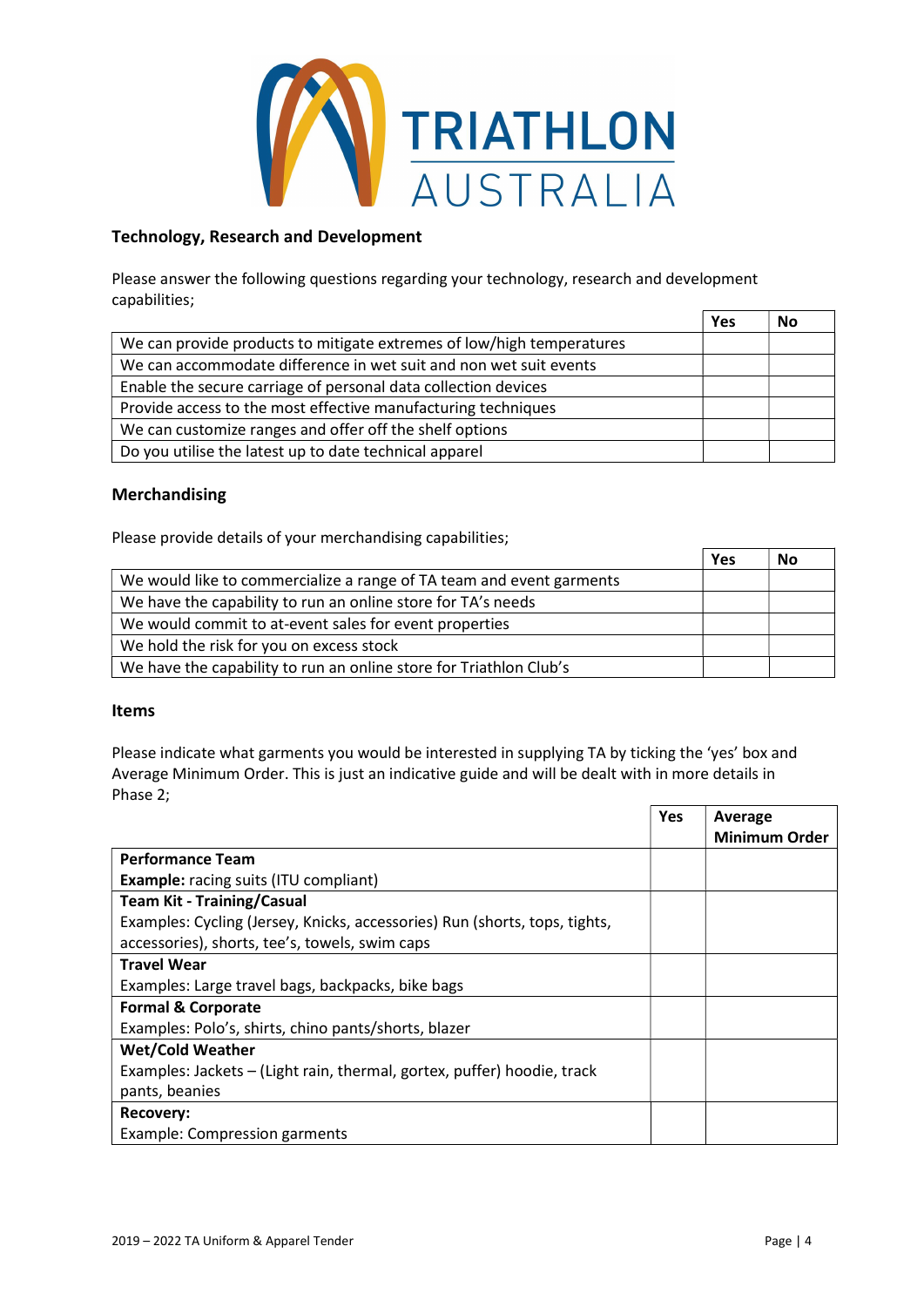TRIATHLON AUSTRALIA

### Technology, Research and Development

Please answer the following questions regarding your technology, research and development capabilities;

| | Yes | No |
|---|---|---|
| We can provide products to mitigate extremes of low/high temperatures | | |
| We can accommodate difference in wet suit and non wet suit events | | |
| Enable the secure carriage of personal data collection devices | | |
| Provide access to the most effective manufacturing techniques | | |
| We can customize ranges and offer off the shelf options | | |
| Do you utilise the latest up to date technical apparel | | |

### Merchandising

Please provide details of your merchandising capabilities;

| | Yes | No |
|---|---|---|
| We would like to commercialize a range of TA team and event garments | | |
| We have the capability to run an online store for TA's needs | | |
| We would commit to at-event sales for event properties | | |
| We hold the risk for you on excess stock | | |
| We have the capability to run an online store for Triathlon Club's | | |

### Items

Please indicate what garments you would be interested in supplying TA by ticking the 'yes' box and Average Minimum Order. This is just an indicative guide and will be dealt with in more details in Phase 2;

| | Yes | Average Minimum Order |
|---|---|---|
| **Performance Team**<br>**Example:** racing suits (ITU compliant) | | |
| **Team Kit - Training/Casual**<br>Examples: Cycling (Jersey, Knicks, accessories) Run (shorts, tops, tights, accessories), shorts, tee's, towels, swim caps | | |
| **Travel Wear**<br>Examples: Large travel bags, backpacks, bike bags | | |
| **Formal & Corporate**<br>Examples: Polo's, shirts, chino pants/shorts, blazer | | |
| **Wet/Cold Weather**<br>Examples: Jackets – (Light rain, thermal, gortex, puffer) hoodie, track pants, beanies | | |
| **Recovery:**<br>Example: Compression garments | | |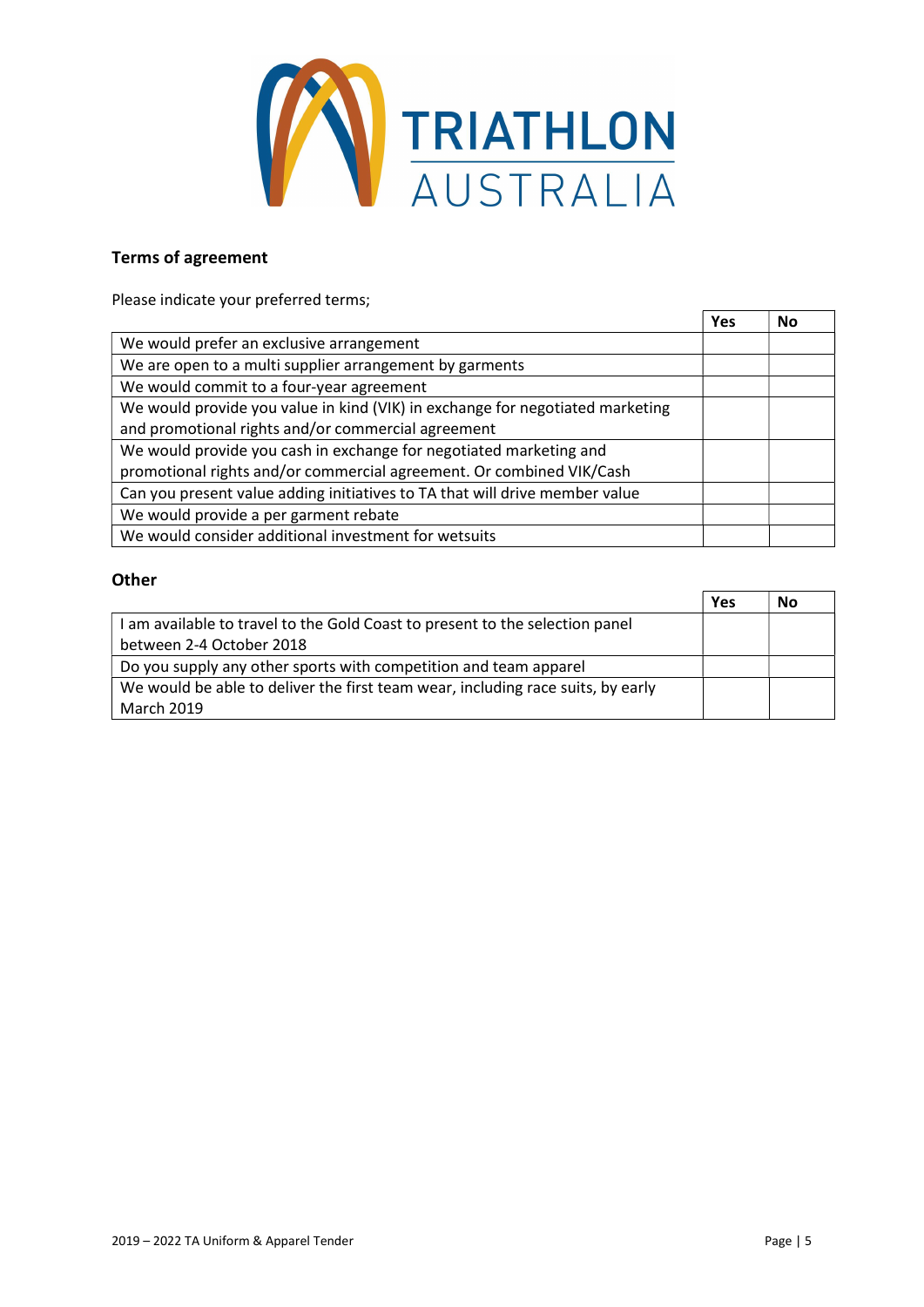## Terms of agreement

Please indicate your preferred terms;

| | Yes | No |
|---|---|---|
| We would prefer an exclusive arrangement | | |
| We are open to a multi supplier arrangement by garments | | |
| We would commit to a four-year agreement | | |
| We would provide you value in kind (VIK) in exchange for negotiated marketing and promotional rights and/or commercial agreement | | |
| We would provide you cash in exchange for negotiated marketing and promotional rights and/or commercial agreement. Or combined VIK/Cash | | |
| Can you present value adding initiatives to TA that will drive member value | | |
| We would provide a per garment rebate | | |
| We would consider additional investment for wetsuits | | |

## Other

| | Yes | No |
|---|---|---|
| I am available to travel to the Gold Coast to present to the selection panel between 2-4 October 2018 | | |
| Do you supply any other sports with competition and team apparel | | |
| We would be able to deliver the first team wear, including race suits, by early March 2019 | | |